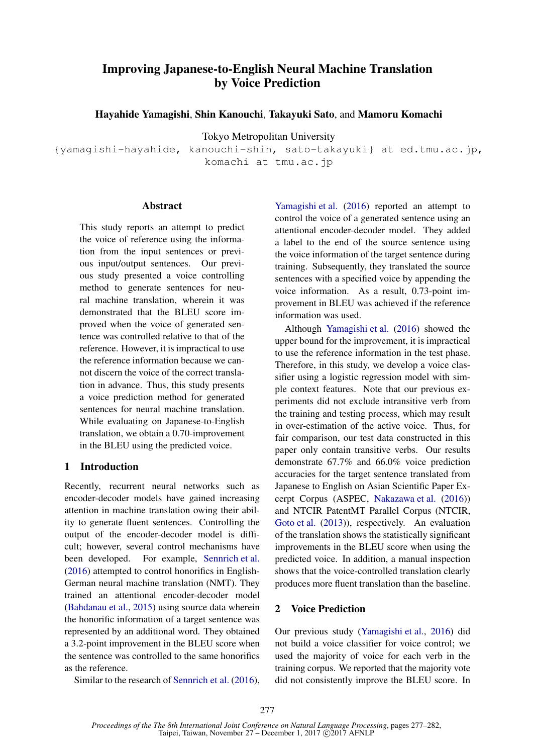# Improving Japanese-to-English Neural Machine Translation by Voice Prediction

**Hayahide Yamagishi**, **Shin Kanouchi**, **Takayuki Sato**, and **Mamoru Komachi**

Tokyo Metropolitan University

{yamagishi-hayahide, kanouchi-shin, sato-takayuki} at ed.tmu.ac.jp, komachi at tmu.ac.jp

## Abstract

This study reports an attempt to predict the voice of reference using the information from the input sentences or previous input/output sentences. Our previous study presented a voice controlling method to generate sentences for neural machine translation, wherein it was demonstrated that the BLEU score improved when the voice of generated sentence was controlled relative to that of the reference. However, it is impractical to use the reference information because we cannot discern the voice of the correct translation in advance. Thus, this study presents a voice prediction method for generated sentences for neural machine translation. While evaluating on Japanese-to-English translation, we obtain a 0.70-improvement in the BLEU using the predicted voice.

## 1 Introduction

Recently, recurrent neural networks such as encoder-decoder models have gained increasing attention in machine translation owing their ability to generate fluent sentences. Controlling the output of the encoder-decoder model is difficult; however, several control mechanisms have been developed. For example, Sennrich et al. (2016) attempted to control honorifics in English-German neural machine translation (NMT). They trained an attentional encoder-decoder model (Bahdanau et al., 2015) using source data wherein the honorific information of a target sentence was represented by an additional word. They obtained a 3.2-point improvement in the BLEU score when the sentence was controlled to the same honorifics as the reference.

Similar to the research of Sennrich et al. (2016), Yamagishi et al. (2016) reported an attempt to control the voice of a generated sentence using an attentional encoder-decoder model. They added a label to the end of the source sentence using the voice information of the target sentence during training. Subsequently, they translated the source sentences with a specified voice by appending the voice information. As a result, 0.73-point improvement in BLEU was achieved if the reference information was used.

Although Yamagishi et al. (2016) showed the upper bound for the improvement, it is impractical to use the reference information in the test phase. Therefore, in this study, we develop a voice classifier using a logistic regression model with simple context features. Note that our previous experiments did not exclude intransitive verb from the training and testing process, which may result in over-estimation of the active voice. Thus, for fair comparison, our test data constructed in this paper only contain transitive verbs. Our results demonstrate 67.7% and 66.0% voice prediction accuracies for the target sentence translated from Japanese to English on Asian Scientific Paper Excerpt Corpus (ASPEC, Nakazawa et al. (2016)) and NTCIR PatentMT Parallel Corpus (NTCIR, Goto et al. (2013)), respectively. An evaluation of the translation shows the statistically significant improvements in the BLEU score when using the predicted voice. In addition, a manual inspection shows that the voice-controlled translation clearly produces more fluent translation than the baseline.

## 2 Voice Prediction

Our previous study (Yamagishi et al., 2016) did not build a voice classifier for voice control; we used the majority of voice for each verb in the training corpus. We reported that the majority vote did not consistently improve the BLEU score. In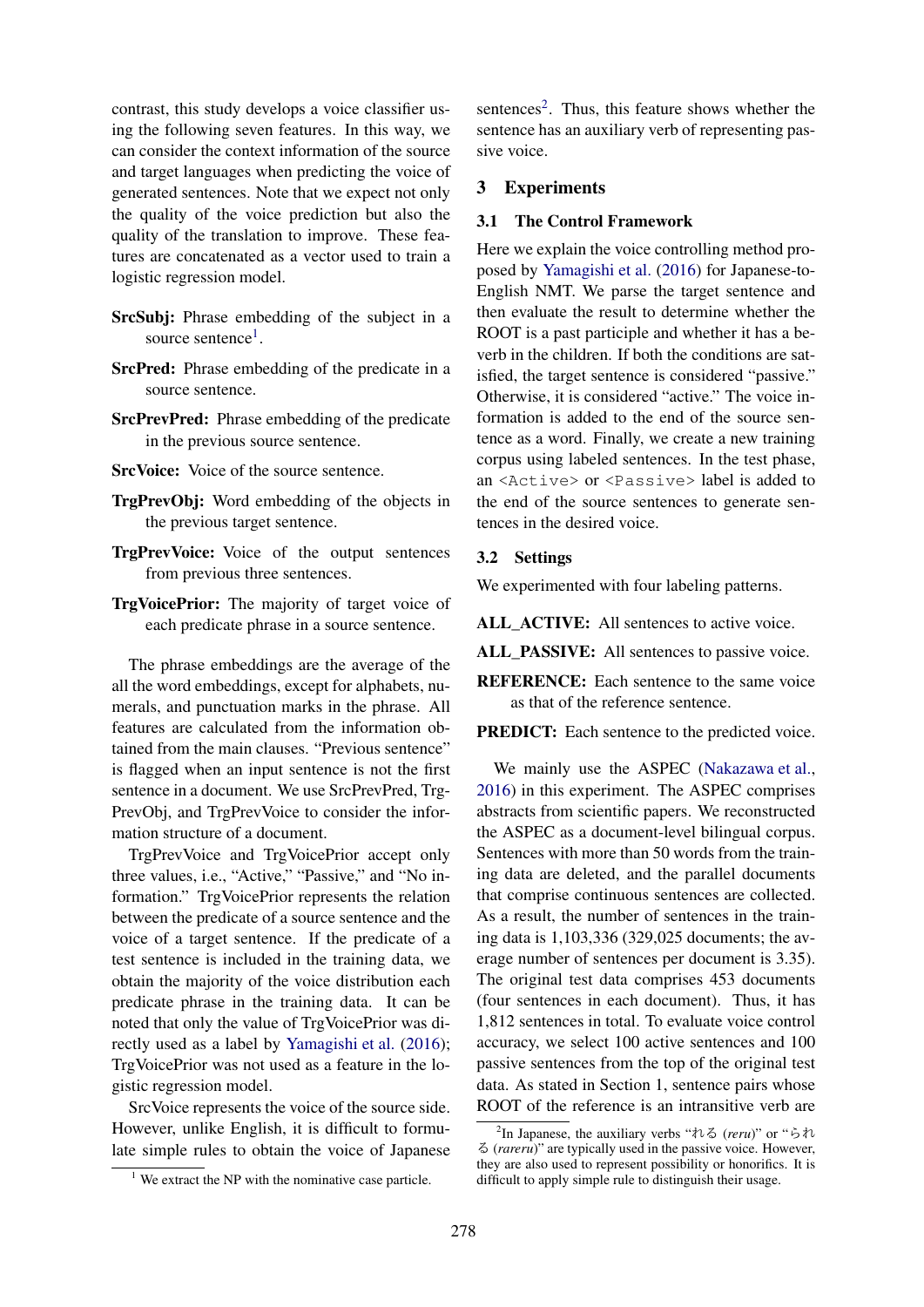contrast, this study develops a voice classifier using the following seven features. In this way, we can consider the context information of the source and target languages when predicting the voice of generated sentences. Note that we expect not only the quality of the voice prediction but also the quality of the translation to improve. These features are concatenated as a vector used to train a logistic regression model.

**SrcSubj:** Phrase embedding of the subject in a source sentence[1].

**SrcPred:** Phrase embedding of the predicate in a source sentence.

**SrcPrevPred:** Phrase embedding of the predicate in the previous source sentence.

**SrcVoice:** Voice of the source sentence.

**TrgPrevObj:** Word embedding of the objects in the previous target sentence.

**TrgPrevVoice:** Voice of the output sentences from previous three sentences.

**TrgVoicePrior:** The majority of target voice of each predicate phrase in a source sentence.

The phrase embeddings are the average of the all the word embeddings, except for alphabets, numerals, and punctuation marks in the phrase. All features are calculated from the information obtained from the main clauses. "Previous sentence" is flagged when an input sentence is not the first sentence in a document. We use SrcPrevPred, TrgPrevObj, and TrgPrevVoice to consider the information structure of a document.

TrgPrevVoice and TrgVoicePrior accept only three values, i.e., "Active," "Passive," and "No information." TrgVoicePrior represents the relation between the predicate of a source sentence and the voice of a target sentence. If the predicate of a test sentence is included in the training data, we obtain the majority of the voice distribution each predicate phrase in the training data. It can be noted that only the value of TrgVoicePrior was directly used as a label by Yamagishi et al. (2016); TrgVoicePrior was not used as a feature in the logistic regression model.

SrcVoice represents the voice of the source side. However, unlike English, it is difficult to formulate simple rules to obtain the voice of Japanese sentences[2]. Thus, this feature shows whether the sentence has an auxiliary verb of representing passive voice.

[1] We extract the NP with the nominative case particle.

[2] In Japanese, the auxiliary verbs "れる (*reru*)" or "られる (*rareru*)" are typically used in the passive voice. However, they are also used to represent possibility or honorifics. It is difficult to apply simple rule to distinguish their usage.

## 3 Experiments

### 3.1 The Control Framework

Here we explain the voice controlling method proposed by Yamagishi et al. (2016) for Japanese-to-English NMT. We parse the target sentence and then evaluate the result to determine whether the ROOT is a past participle and whether it has a be-verb in the children. If both the conditions are satisfied, the target sentence is considered "passive." Otherwise, it is considered "active." The voice information is added to the end of the source sentence as a word. Finally, we create a new training corpus using labeled sentences. In the test phase, an `<Active>` or `<Passive>` label is added to the end of the source sentences to generate sentences in the desired voice.

### 3.2 Settings

We experimented with four labeling patterns.

**ALL_ACTIVE:** All sentences to active voice.

**ALL_PASSIVE:** All sentences to passive voice.

**REFERENCE:** Each sentence to the same voice as that of the reference sentence.

**PREDICT:** Each sentence to the predicted voice.

We mainly use the ASPEC (Nakazawa et al., 2016) in this experiment. The ASPEC comprises abstracts from scientific papers. We reconstructed the ASPEC as a document-level bilingual corpus. Sentences with more than 50 words from the training data are deleted, and the parallel documents that comprise continuous sentences are collected. As a result, the number of sentences in the training data is 1,103,336 (329,025 documents; the average number of sentences per document is 3.35). The original test data comprises 453 documents (four sentences in each document). Thus, it has 1,812 sentences in total. To evaluate voice control accuracy, we select 100 active sentences and 100 passive sentences from the top of the original test data. As stated in Section 1, sentence pairs whose ROOT of the reference is an intransitive verb are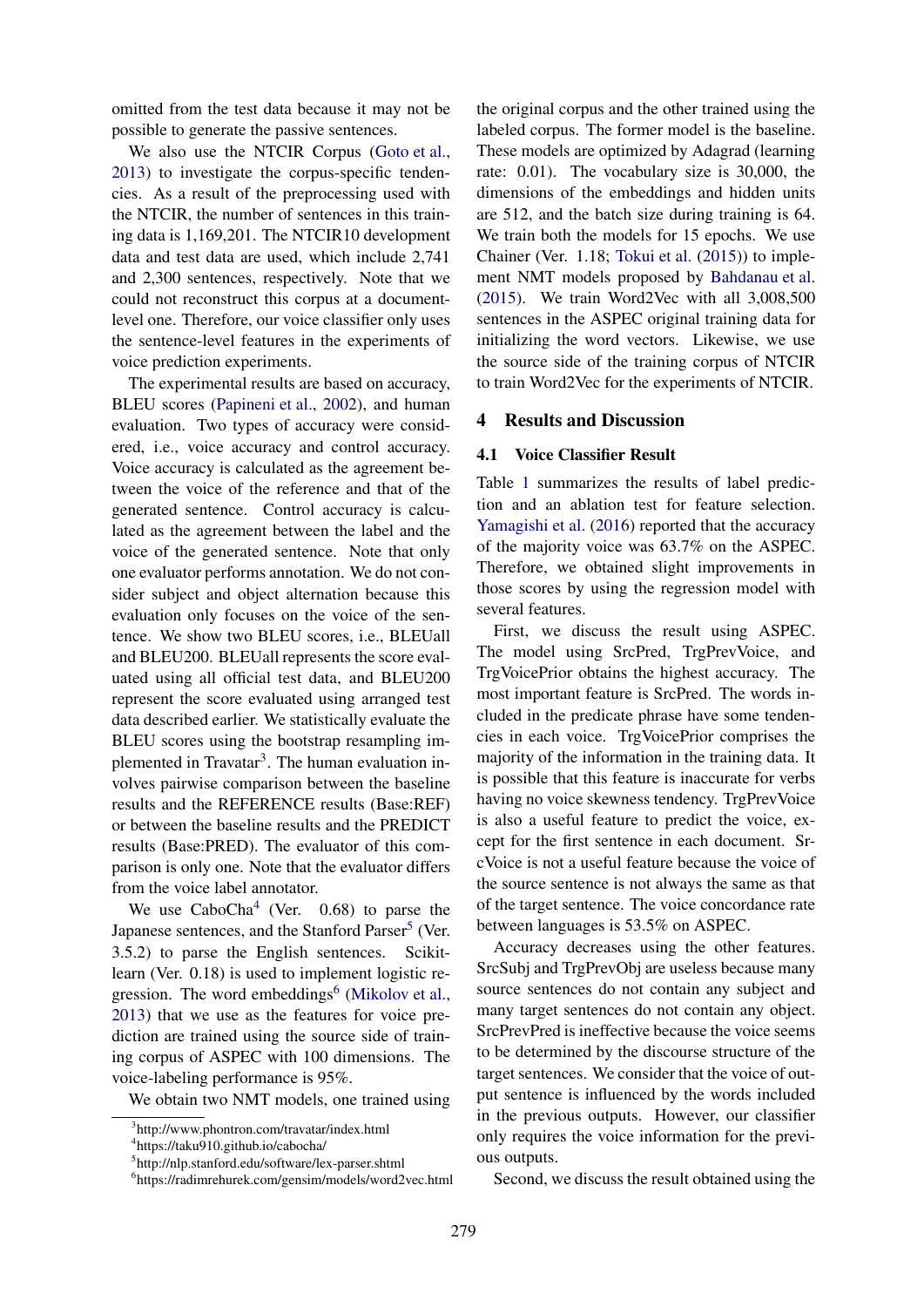omitted from the test data because it may not be possible to generate the passive sentences.

We also use the NTCIR Corpus (Goto et al., 2013) to investigate the corpus-specific tendencies. As a result of the preprocessing used with the NTCIR, the number of sentences in this training data is 1,169,201. The NTCIR10 development data and test data are used, which include 2,741 and 2,300 sentences, respectively. Note that we could not reconstruct this corpus at a document-level one. Therefore, our voice classifier only uses the sentence-level features in the experiments of voice prediction experiments.

The experimental results are based on accuracy, BLEU scores (Papineni et al., 2002), and human evaluation. Two types of accuracy were considered, i.e., voice accuracy and control accuracy. Voice accuracy is calculated as the agreement between the voice of the reference and that of the generated sentence. Control accuracy is calculated as the agreement between the label and the voice of the generated sentence. Note that only one evaluator performs annotation. We do not consider subject and object alternation because this evaluation only focuses on the voice of the sentence. We show two BLEU scores, i.e., BLEUall and BLEU200. BLEUall represents the score evaluated using all official test data, and BLEU200 represent the score evaluated using arranged test data described earlier. We statistically evaluate the BLEU scores using the bootstrap resampling implemented in Travatar[3]. The human evaluation involves pairwise comparison between the baseline results and the REFERENCE results (Base:REF) or between the baseline results and the PREDICT results (Base:PRED). The evaluator of this comparison is only one. Note that the evaluator differs from the voice label annotator.

We use CaboCha[4] (Ver. 0.68) to parse the Japanese sentences, and the Stanford Parser[5] (Ver. 3.5.2) to parse the English sentences. Scikit-learn (Ver. 0.18) is used to implement logistic regression. The word embeddings[6] (Mikolov et al., 2013) that we use as the features for voice prediction are trained using the source side of training corpus of ASPEC with 100 dimensions. The voice-labeling performance is 95%.

We obtain two NMT models, one trained using the original corpus and the other trained using the labeled corpus. The former model is the baseline. These models are optimized by Adagrad (learning rate: 0.01). The vocabulary size is 30,000, the dimensions of the embeddings and hidden units are 512, and the batch size during training is 64. We train both the models for 15 epochs. We use Chainer (Ver. 1.18; Tokui et al. (2015)) to implement NMT models proposed by Bahdanau et al. (2015). We train Word2Vec with all 3,008,500 sentences in the ASPEC original training data for initializing the word vectors. Likewise, we use the source side of the training corpus of NTCIR to train Word2Vec for the experiments of NTCIR.

## 4 Results and Discussion

### 4.1 Voice Classifier Result

Table 1 summarizes the results of label prediction and an ablation test for feature selection. Yamagishi et al. (2016) reported that the accuracy of the majority voice was 63.7% on the ASPEC. Therefore, we obtained slight improvements in those scores by using the regression model with several features.

First, we discuss the result using ASPEC. The model using SrcPred, TrgPrevVoice, and TrgVoicePrior obtains the highest accuracy. The most important feature is SrcPred. The words included in the predicate phrase have some tendencies in each voice. TrgVoicePrior comprises the majority of the information in the training data. It is possible that this feature is inaccurate for verbs having no voice skewness tendency. TrgPrevVoice is also a useful feature to predict the voice, except for the first sentence in each document. SrcVoice is not a useful feature because the voice of the source sentence is not always the same as that of the target sentence. The voice concordance rate between languages is 53.5% on ASPEC.

Accuracy decreases using the other features. SrcSubj and TrgPrevObj are useless because many source sentences do not contain any subject and many target sentences do not contain any object. SrcPrevPred is ineffective because the voice seems to be determined by the discourse structure of the target sentences. We consider that the voice of output sentence is influenced by the words included in the previous outputs. However, our classifier only requires the voice information for the previous outputs.

Second, we discuss the result obtained using the

[3] http://www.phontron.com/travatar/index.html

[4] https://taku910.github.io/cabocha/

[5] http://nlp.stanford.edu/software/lex-parser.shtml

[6] https://radimrehurek.com/gensim/models/word2vec.html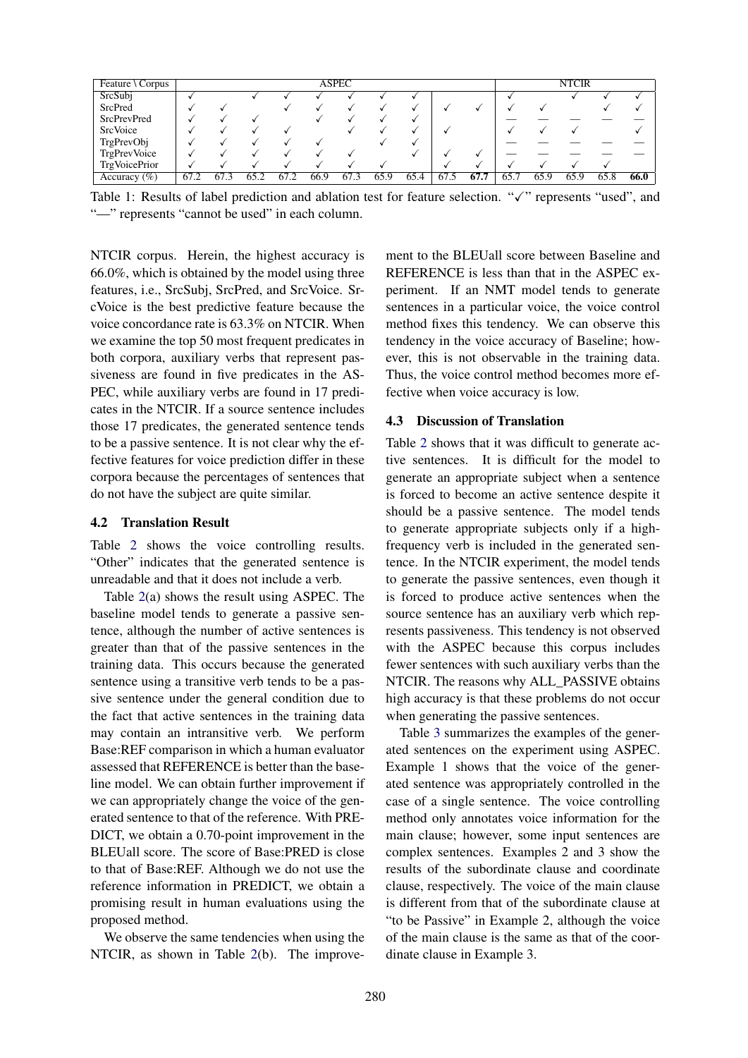| Feature \ Corpus | ASPEC | | | | | | | | | | NTCIR | | | | |
|---|---|---|---|---|---|---|---|---|---|---|---|---|---|---|---|
| SrcSubj | ✓ | | ✓ | ✓ | ✓ | ✓ | ✓ | ✓ | | | ✓ | | ✓ | ✓ | ✓ |
| SrcPred | ✓ | ✓ | | ✓ | ✓ | ✓ | ✓ | ✓ | ✓ | ✓ | ✓ | ✓ | | ✓ | ✓ |
| SrcPrevPred | ✓ | ✓ | ✓ | | ✓ | ✓ | ✓ | ✓ | | | — | — | — | — | — |
| SrcVoice | ✓ | ✓ | ✓ | ✓ | | ✓ | ✓ | ✓ | ✓ | | ✓ | ✓ | ✓ | | ✓ |
| TrgPrevObj | ✓ | ✓ | ✓ | ✓ | ✓ | | ✓ | ✓ | | | — | — | — | — | — |
| TrgPrevVoice | ✓ | ✓ | ✓ | ✓ | ✓ | ✓ | | ✓ | ✓ | ✓ | — | — | — | — | — |
| TrgVoicePrior | ✓ | ✓ | ✓ | ✓ | ✓ | ✓ | ✓ | | ✓ | ✓ | ✓ | ✓ | ✓ | ✓ | |
| Accuracy (%) | 67.2 | 67.3 | 65.2 | 67.2 | 66.9 | 67.3 | 65.9 | 65.4 | 67.5 | **67.7** | 65.7 | 65.9 | 65.9 | 65.8 | **66.0** |

Table 1: Results of label prediction and ablation test for feature selection. "✓" represents "used", and "—" represents "cannot be used" in each column.

NTCIR corpus. Herein, the highest accuracy is 66.0%, which is obtained by the model using three features, i.e., SrcSubj, SrcPred, and SrcVoice. SrcVoice is the best predictive feature because the voice concordance rate is 63.3% on NTCIR. When we examine the top 50 most frequent predicates in both corpora, auxiliary verbs that represent passiveness are found in five predicates in the ASPEC, while auxiliary verbs are found in 17 predicates in the NTCIR. If a source sentence includes those 17 predicates, the generated sentence tends to be a passive sentence. It is not clear why the effective features for voice prediction differ in these corpora because the percentages of sentences that do not have the subject are quite similar.

### 4.2 Translation Result

Table 2 shows the voice controlling results. "Other" indicates that the generated sentence is unreadable and that it does not include a verb.

Table 2(a) shows the result using ASPEC. The baseline model tends to generate a passive sentence, although the number of active sentences is greater than that of the passive sentences in the training data. This occurs because the generated sentence using a transitive verb tends to be a passive sentence under the general condition due to the fact that active sentences in the training data may contain an intransitive verb. We perform Base:REF comparison in which a human evaluator assessed that REFERENCE is better than the baseline model. We can obtain further improvement if we can appropriately change the voice of the generated sentence to that of the reference. With PREDICT, we obtain a 0.70-point improvement in the BLEUall score. The score of Base:PRED is close to that of Base:REF. Although we do not use the reference information in PREDICT, we obtain a promising result in human evaluations using the proposed method.

We observe the same tendencies when using the NTCIR, as shown in Table 2(b). The improvement to the BLEUall score between Baseline and REFERENCE is less than that in the ASPEC experiment. If an NMT model tends to generate sentences in a particular voice, the voice control method fixes this tendency. We can observe this tendency in the voice accuracy of Baseline; however, this is not observable in the training data. Thus, the voice control method becomes more effective when voice accuracy is low.

### 4.3 Discussion of Translation

Table 2 shows that it was difficult to generate active sentences. It is difficult for the model to generate an appropriate subject when a sentence is forced to become an active sentence despite it should be a passive sentence. The model tends to generate appropriate subjects only if a high-frequency verb is included in the generated sentence. In the NTCIR experiment, the model tends to generate the passive sentences, even though it is forced to produce active sentences when the source sentence has an auxiliary verb which represents passiveness. This tendency is not observed with the ASPEC because this corpus includes fewer sentences with such auxiliary verbs than the NTCIR. The reasons why ALL_PASSIVE obtains high accuracy is that these problems do not occur when generating the passive sentences.

Table 3 summarizes the examples of the generated sentences on the experiment using ASPEC. Example 1 shows that the voice of the generated sentence was appropriately controlled in the case of a single sentence. The voice controlling method only annotates voice information for the main clause; however, some input sentences are complex sentences. Examples 2 and 3 show the results of the subordinate clause and coordinate clause, respectively. The voice of the main clause is different from that of the subordinate clause at "to be Passive" in Example 2, although the voice of the main clause is the same as that of the coordinate clause in Example 3.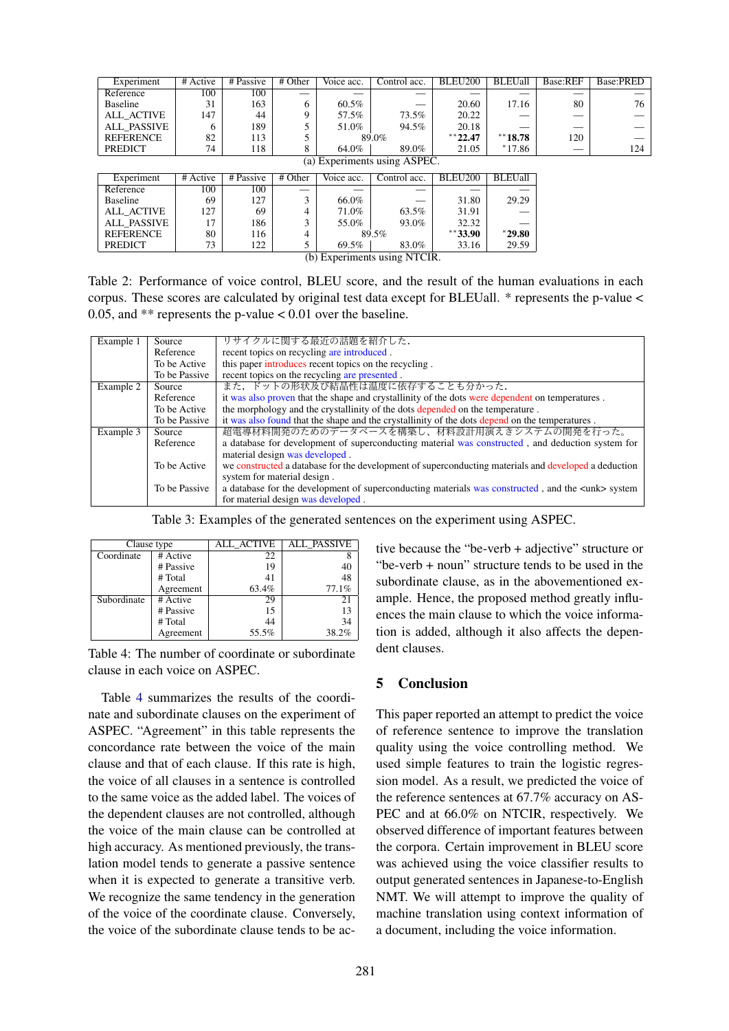| Experiment | # Active | # Passive | # Other | Voice acc. | Control acc. | BLEU200 | BLEUall | Base:REF | Base:PRED |
|---|---|---|---|---|---|---|---|---|---|
| Reference | 100 | 100 | — | — | — | — | — | — | — |
| Baseline | 31 | 163 | 6 | 60.5% | — | 20.60 | 17.16 | 80 | 76 |
| ALL_ACTIVE | 147 | 44 | 9 | 57.5% | 73.5% | 20.22 | — | — | — |
| ALL_PASSIVE | 6 | 189 | 5 | 51.0% | 94.5% | 20.18 | — | — | — |
| REFERENCE | 82 | 113 | 5 | 89.0% | | **22.47 | **18.78 | 120 | — |
| PREDICT | 74 | 118 | 8 | 64.0% | 89.0% | 21.05 | *17.86 | — | 124 |

(a) Experiments using ASPEC.

| Experiment | # Active | # Passive | # Other | Voice acc. | Control acc. | BLEU200 | BLEUall |
|---|---|---|---|---|---|---|---|
| Reference | 100 | 100 | — | — | — | — | — |
| Baseline | 69 | 127 | 3 | 66.0% | — | 31.80 | 29.29 |
| ALL_ACTIVE | 127 | 69 | 4 | 71.0% | 63.5% | 31.91 | — |
| ALL_PASSIVE | 17 | 186 | 3 | 55.0% | 93.0% | 32.32 | — |
| REFERENCE | 80 | 116 | 4 | 89.5% | | **33.90 | *29.80 |
| PREDICT | 73 | 122 | 5 | 69.5% | 83.0% | 33.16 | 29.59 |

(b) Experiments using NTCIR.

Table 2: Performance of voice control, BLEU score, and the result of the human evaluations in each corpus. These scores are calculated by original test data except for BLEUall. * represents the p-value < 0.05, and ** represents the p-value < 0.01 over the baseline.

| | | |
|---|---|---|
| Example 1 | Source | リサイクルに関する最近の話題を紹介した. |
| | Reference | recent topics on recycling are introduced . |
| | To be Active | this paper introduces recent topics on the recycling . |
| | To be Passive | recent topics on the recycling are presented . |
| Example 2 | Source | また，ドットの形状及び結晶性は温度に依存することも分かった. |
| | Reference | it was also proven that the shape and crystallinity of the dots were dependent on temperatures . |
| | To be Active | the morphology and the crystallinity of the dots depended on the temperature . |
| | To be Passive | it was also found that the shape and the crystallinity of the dots depend on the temperatures . |
| Example 3 | Source | 超電導材料開発のためのデータベースを構築し，材料設計用演えきシステムの開発を行った。 |
| | Reference | a database for development of superconducting material was constructed , and deduction system for material design was developed . |
| | To be Active | we constructed a database for the development of superconducting materials and developed a deduction system for material design . |
| | To be Passive | a database for the development of superconducting materials was constructed , and the <unk> system for material design was developed . |

Table 3: Examples of the generated sentences on the experiment using ASPEC.

| Clause type | | ALL_ACTIVE | ALL_PASSIVE |
|---|---|---|---|
| Coordinate | # Active | 22 | 8 |
| | # Passive | 19 | 40 |
| | # Total | 41 | 48 |
| | Agreement | 63.4% | 77.1% |
| Subordinate | # Active | 29 | 21 |
| | # Passive | 15 | 13 |
| | # Total | 44 | 34 |
| | Agreement | 55.5% | 38.2% |

Table 4: The number of coordinate or subordinate clause in each voice on ASPEC.

Table 4 summarizes the results of the coordinate and subordinate clauses on the experiment of ASPEC. "Agreement" in this table represents the concordance rate between the voice of the main clause and that of each clause. If this rate is high, the voice of all clauses in a sentence is controlled to the same voice as the added label. The voices of the dependent clauses are not controlled, although the voice of the main clause can be controlled at high accuracy. As mentioned previously, the translation model tends to generate a passive sentence when it is expected to generate a transitive verb. We recognize the same tendency in the generation of the voice of the coordinate clause. Conversely, the voice of the subordinate clause tends to be active because the "be-verb + adjective" structure or "be-verb + noun" structure tends to be used in the subordinate clause, as in the abovementioned example. Hence, the proposed method greatly influences the main clause to which the voice information is added, although it also affects the dependent clauses.

## 5 Conclusion

This paper reported an attempt to predict the voice of reference sentence to improve the translation quality using the voice controlling method. We used simple features to train the logistic regression model. As a result, we predicted the voice of the reference sentences at 67.7% accuracy on ASPEC and at 66.0% on NTCIR, respectively. We observed difference of important features between the corpora. Certain improvement in BLEU score was achieved using the voice classifier results to output generated sentences in Japanese-to-English NMT. We will attempt to improve the quality of machine translation using context information of a document, including the voice information.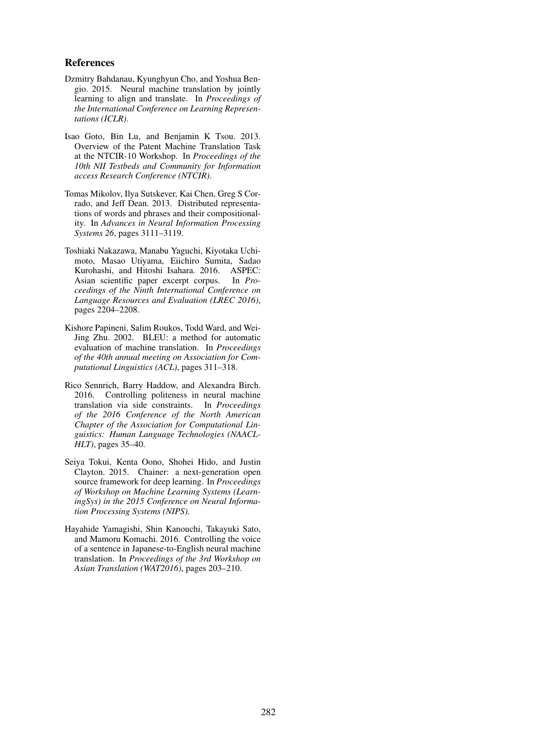## References

Dzmitry Bahdanau, Kyunghyun Cho, and Yoshua Bengio. 2015. Neural machine translation by jointly learning to align and translate. In *Proceedings of the International Conference on Learning Representations (ICLR)*.

Isao Goto, Bin Lu, and Benjamin K Tsou. 2013. Overview of the Patent Machine Translation Task at the NTCIR-10 Workshop. In *Proceedings of the 10th NII Testbeds and Community for Information access Research Conference (NTCIR)*.

Tomas Mikolov, Ilya Sutskever, Kai Chen, Greg S Corrado, and Jeff Dean. 2013. Distributed representations of words and phrases and their compositionality. In *Advances in Neural Information Processing Systems 26*, pages 3111–3119.

Toshiaki Nakazawa, Manabu Yaguchi, Kiyotaka Uchimoto, Masao Utiyama, Eiichiro Sumita, Sadao Kurohashi, and Hitoshi Isahara. 2016. ASPEC: Asian scientific paper excerpt corpus. In *Proceedings of the Ninth International Conference on Language Resources and Evaluation (LREC 2016)*, pages 2204–2208.

Kishore Papineni, Salim Roukos, Todd Ward, and Wei-Jing Zhu. 2002. BLEU: a method for automatic evaluation of machine translation. In *Proceedings of the 40th annual meeting on Association for Computational Linguistics (ACL)*, pages 311–318.

Rico Sennrich, Barry Haddow, and Alexandra Birch. 2016. Controlling politeness in neural machine translation via side constraints. In *Proceedings of the 2016 Conference of the North American Chapter of the Association for Computational Linguistics: Human Language Technologies (NAACL-HLT)*, pages 35–40.

Seiya Tokui, Kenta Oono, Shohei Hido, and Justin Clayton. 2015. Chainer: a next-generation open source framework for deep learning. In *Proceedings of Workshop on Machine Learning Systems (LearningSys) in the 2015 Conference on Neural Information Processing Systems (NIPS)*.

Hayahide Yamagishi, Shin Kanouchi, Takayuki Sato, and Mamoru Komachi. 2016. Controlling the voice of a sentence in Japanese-to-English neural machine translation. In *Proceedings of the 3rd Workshop on Asian Translation (WAT2016)*, pages 203–210.